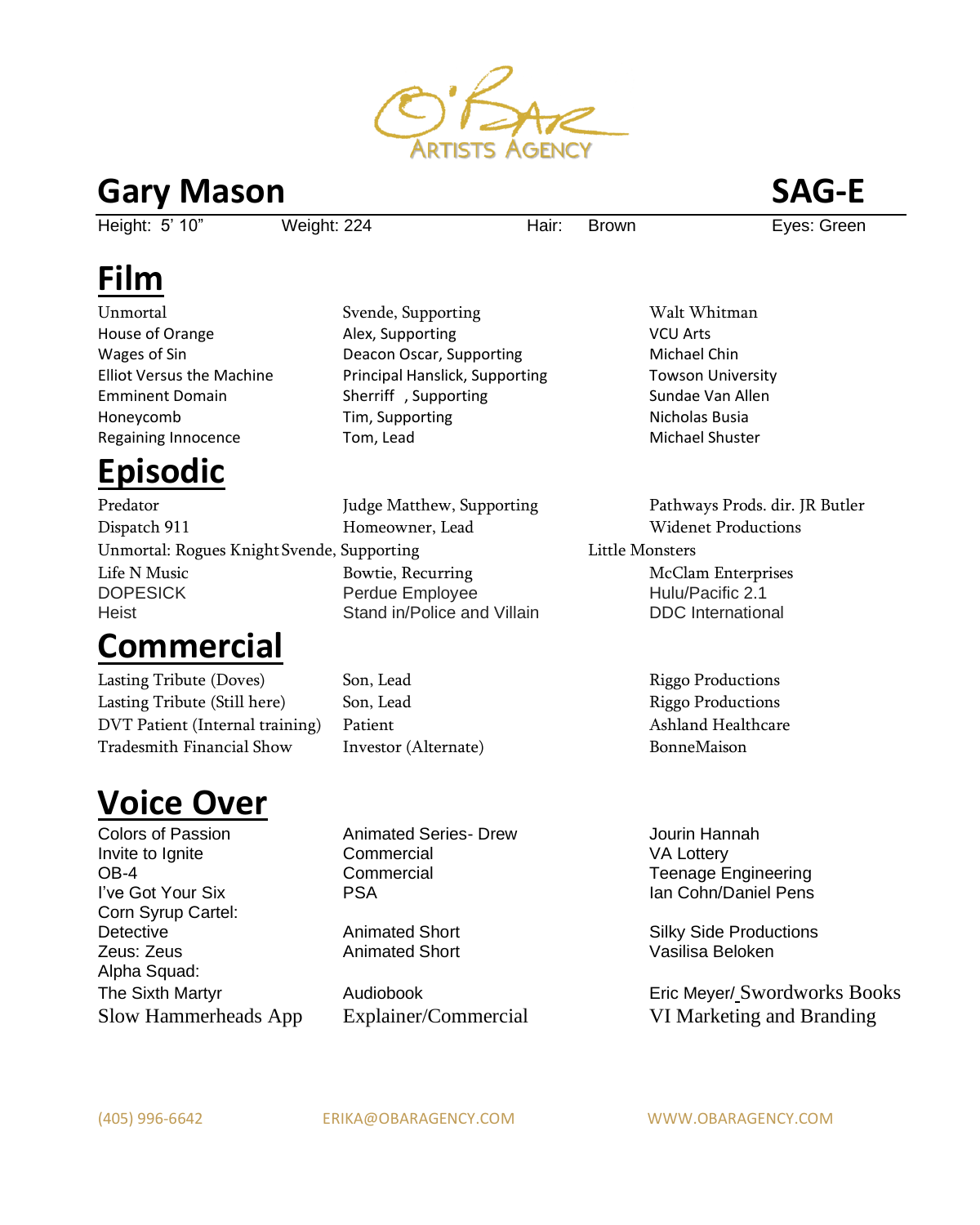O'BAR ARTISTS AGENCY

# Gary Mason

**SAG-E**

Height: 5' 10" | Weight: 224 | Hair: Brown | Eyes: Green

## Film

| | | |
|---|---|---|
| Unmortal | Svende, Supporting | Walt Whitman |
| House of Orange | Alex, Supporting | VCU Arts |
| Wages of Sin | Deacon Oscar, Supporting | Michael Chin |
| Elliot Versus the Machine | Principal Hanslick, Supporting | Towson University |
| Emminent Domain | Sherriff , Supporting | Sundae Van Allen |
| Honeycomb | Tim, Supporting | Nicholas Busia |
| Regaining Innocence | Tom, Lead | Michael Shuster |

## Episodic

| | | |
|---|---|---|
| Predator | Judge Matthew, Supporting | Pathways Prods. dir. JR Butler |
| Dispatch 911 | Homeowner, Lead | Widenet Productions |
| Unmortal: Rogues Knight | Svende, Supporting | Little Monsters |
| Life N Music | Bowtie, Recurring | McClam Enterprises |
| DOPESICK | Perdue Employee | Hulu/Pacific 2.1 |
| Heist | Stand in/Police and Villain | DDC International |

## Commercial

| | | |
|---|---|---|
| Lasting Tribute (Doves) | Son, Lead | Riggo Productions |
| Lasting Tribute (Still here) | Son, Lead | Riggo Productions |
| DVT Patient (Internal training) | Patient | Ashland Healthcare |
| Tradesmith Financial Show | Investor (Alternate) | BonneMaison |

## Voice Over

| | | |
|---|---|---|
| Colors of Passion | Animated Series- Drew | Jourin Hannah |
| Invite to Ignite | Commercial | VA Lottery |
| OB-4 | Commercial | Teenage Engineering |
| I've Got Your Six | PSA | Ian Cohn/Daniel Pens |
| Corn Syrup Cartel: Detective | Animated Short | Silky Side Productions |
| Zeus: Zeus | Animated Short | Vasilisa Beloken |
| Alpha Squad: The Sixth Martyr | Audiobook | Eric Meyer/ Swordworks Books |
| Slow Hammerheads App | Explainer/Commercial | VI Marketing and Branding |

(405) 996-6642 ERIKA@OBARAGENCY.COM WWW.OBARAGENCY.COM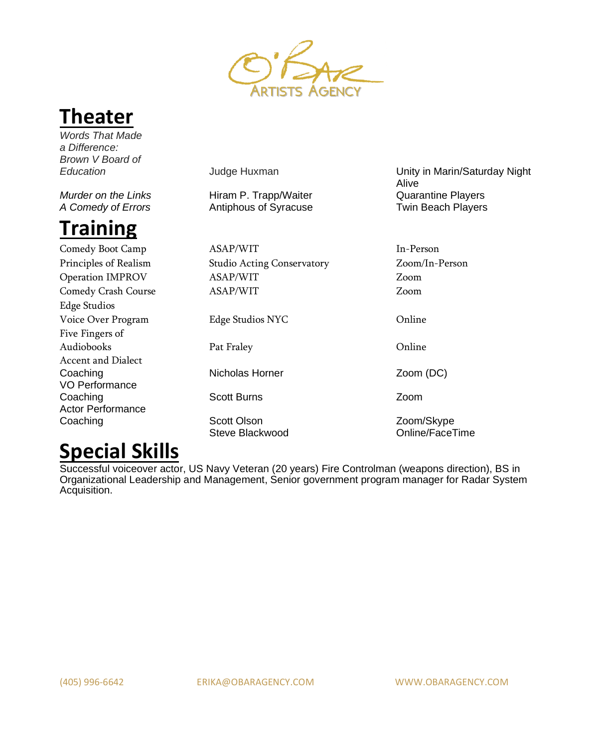# Theater

| | | |
|---|---|---|
| *Words That Made a Difference: Brown V Board of Education* | Judge Huxman | Unity in Marin/Saturday Night Alive |
| *Murder on the Links* | Hiram P. Trapp/Waiter | Quarantine Players |
| *A Comedy of Errors* | Antiphous of Syracuse | Twin Beach Players |

# Training

| | | |
|---|---|---|
| Comedy Boot Camp | ASAP/WIT | In-Person |
| Principles of Realism | Studio Acting Conservatory | Zoom/In-Person |
| Operation IMPROV | ASAP/WIT | Zoom |
| Comedy Crash Course | ASAP/WIT | Zoom |
| Edge Studios Voice Over Program | Edge Studios NYC | Online |
| Five Fingers of Audiobooks | Pat Fraley | Online |
| Accent and Dialect Coaching | Nicholas Horner | Zoom (DC) |
| VO Performance Coaching | Scott Burns | Zoom |
| Actor Performance Coaching | Scott Olson | Zoom/Skype |
| | Steve Blackwood | Online/FaceTime |

# Special Skills

Successful voiceover actor, US Navy Veteran (20 years) Fire Controlman (weapons direction), BS in Organizational Leadership and Management, Senior government program manager for Radar System Acquisition.